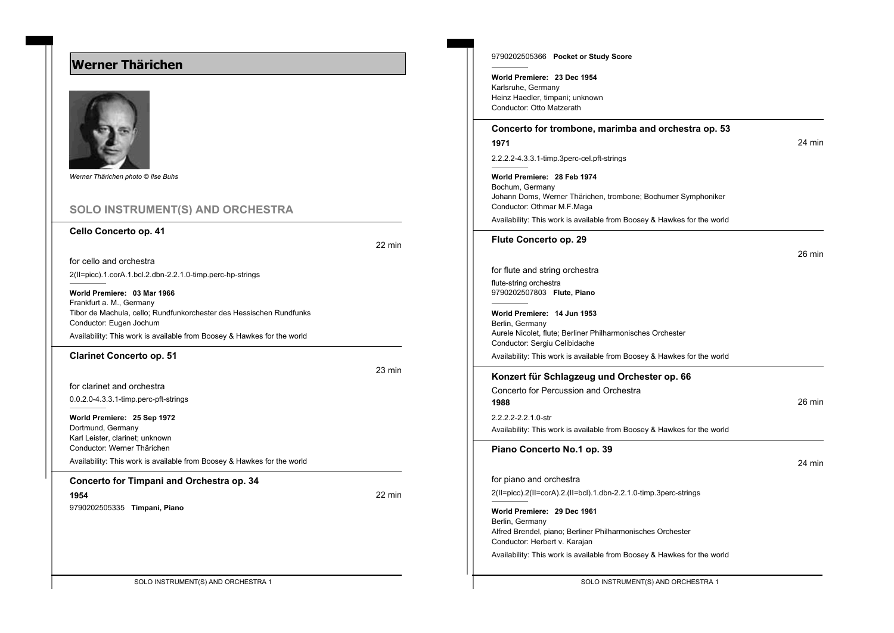# Werner Thärichen

*Werner Thärichen photo © Ilse Buhs*

## SOLO INSTRUMENT(S) AND ORCHESTRA

### Cello Concerto op. 41

22 min

for cello and orchestra

2(II=picc).1.corA.1.bcl.2.dbn-2.2.1.0-timp.perc-hp-strings

**World Premiere: 03 Mar 1966**
Frankfurt a. M., Germany
Tibor de Machula, cello; Rundfunkorchester des Hessischen Rundfunks
Conductor: Eugen Jochum

Availability: This work is available from Boosey & Hawkes for the world

### Clarinet Concerto op. 51

23 min

for clarinet and orchestra

0.0.2.0-4.3.3.1-timp.perc-pft-strings

**World Premiere: 25 Sep 1972**
Dortmund, Germany
Karl Leister, clarinet; unknown
Conductor: Werner Thärichen

Availability: This work is available from Boosey & Hawkes for the world

### Concerto for Timpani and Orchestra op. 34

**1954**

22 min

9790202505335 **Timpani, Piano**

9790202505366 **Pocket or Study Score**

**World Premiere: 23 Dec 1954**
Karlsruhe, Germany
Heinz Haedler, timpani; unknown
Conductor: Otto Matzerath

### Concerto for trombone, marimba and orchestra op. 53

**1971**

24 min

2.2.2.2-4.3.3.1-timp.3perc-cel.pft-strings

**World Premiere: 28 Feb 1974**
Bochum, Germany
Johann Doms, Werner Thärichen, trombone; Bochumer Symphoniker
Conductor: Othmar M.F.Maga

Availability: This work is available from Boosey & Hawkes for the world

### Flute Concerto op. 29

26 min

for flute and string orchestra

flute-string orchestra

9790202507803 **Flute, Piano**

**World Premiere: 14 Jun 1953**
Berlin, Germany
Aurele Nicolet, flute; Berliner Philharmonisches Orchester
Conductor: Sergiu Celibidache

Availability: This work is available from Boosey & Hawkes for the world

### Konzert für Schlagzeug und Orchester op. 66

Concerto for Percussion and Orchestra

**1988**

26 min

2.2.2.2-2.2.1.0-str

Availability: This work is available from Boosey & Hawkes for the world

### Piano Concerto No.1 op. 39

24 min

for piano and orchestra

2(II=picc).2(II=corA).2.(II=bcl).1.dbn-2.2.1.0-timp.3perc-strings

**World Premiere: 29 Dec 1961**
Berlin, Germany
Alfred Brendel, piano; Berliner Philharmonisches Orchester
Conductor: Herbert v. Karajan

Availability: This work is available from Boosey & Hawkes for the world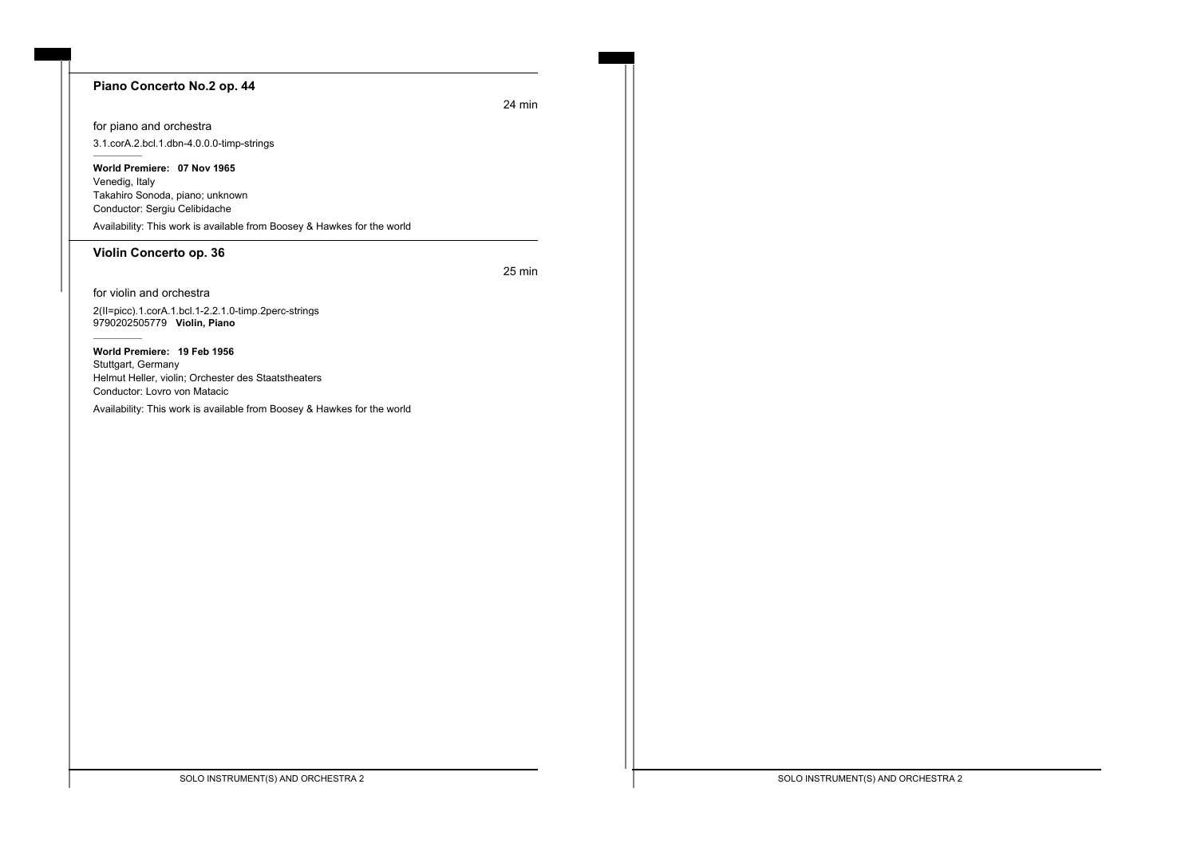## Piano Concerto No.2 op. 44

24 min

for piano and orchestra

3.1.corA.2.bcl.1.dbn-4.0.0.0-timp-strings

**World Premiere: 07 Nov 1965**
Venedig, Italy
Takahiro Sonoda, piano; unknown
Conductor: Sergiu Celibidache

Availability: This work is available from Boosey & Hawkes for the world

## Violin Concerto op. 36

25 min

for violin and orchestra

2(II=picc).1.corA.1.bcl.1-2.2.1.0-timp.2perc-strings
9790202505779 **Violin, Piano**

**World Premiere: 19 Feb 1956**
Stuttgart, Germany
Helmut Heller, violin; Orchester des Staatstheaters
Conductor: Lovro von Matacic

Availability: This work is available from Boosey & Hawkes for the world